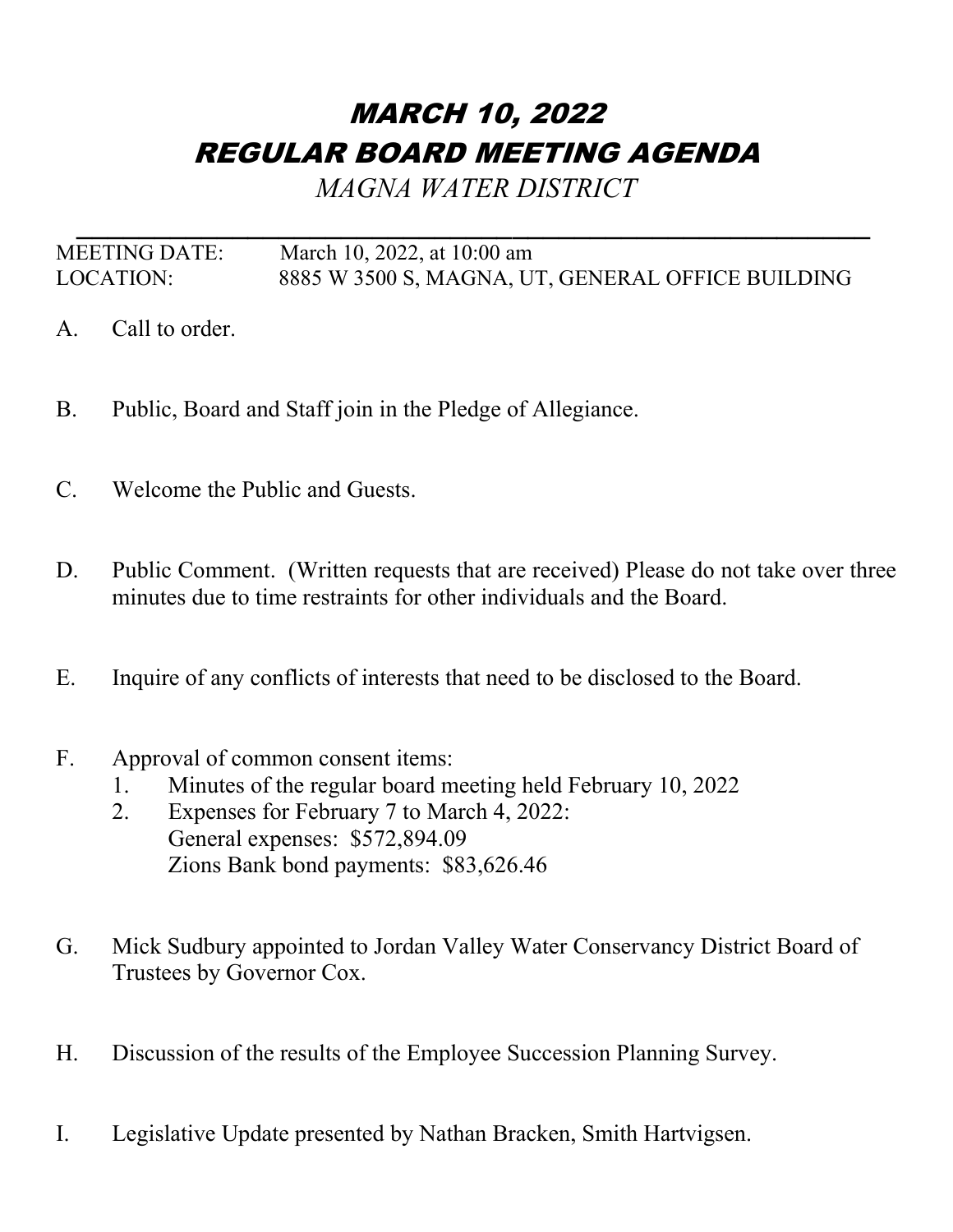# *MARCH 10, 2022*
# *REGULAR BOARD MEETING AGENDA*

*MAGNA WATER DISTRICT*

---

MEETING DATE: March 10, 2022, at 10:00 am
LOCATION: 8885 W 3500 S, MAGNA, UT, GENERAL OFFICE BUILDING

A. Call to order.

B. Public, Board and Staff join in the Pledge of Allegiance.

C. Welcome the Public and Guests.

D. Public Comment. (Written requests that are received) Please do not take over three minutes due to time restraints for other individuals and the Board.

E. Inquire of any conflicts of interests that need to be disclosed to the Board.

F. Approval of common consent items:
   1. Minutes of the regular board meeting held February 10, 2022
   2. Expenses for February 7 to March 4, 2022:
      General expenses: $572,894.09
      Zions Bank bond payments: $83,626.46

G. Mick Sudbury appointed to Jordan Valley Water Conservancy District Board of Trustees by Governor Cox.

H. Discussion of the results of the Employee Succession Planning Survey.

I. Legislative Update presented by Nathan Bracken, Smith Hartvigsen.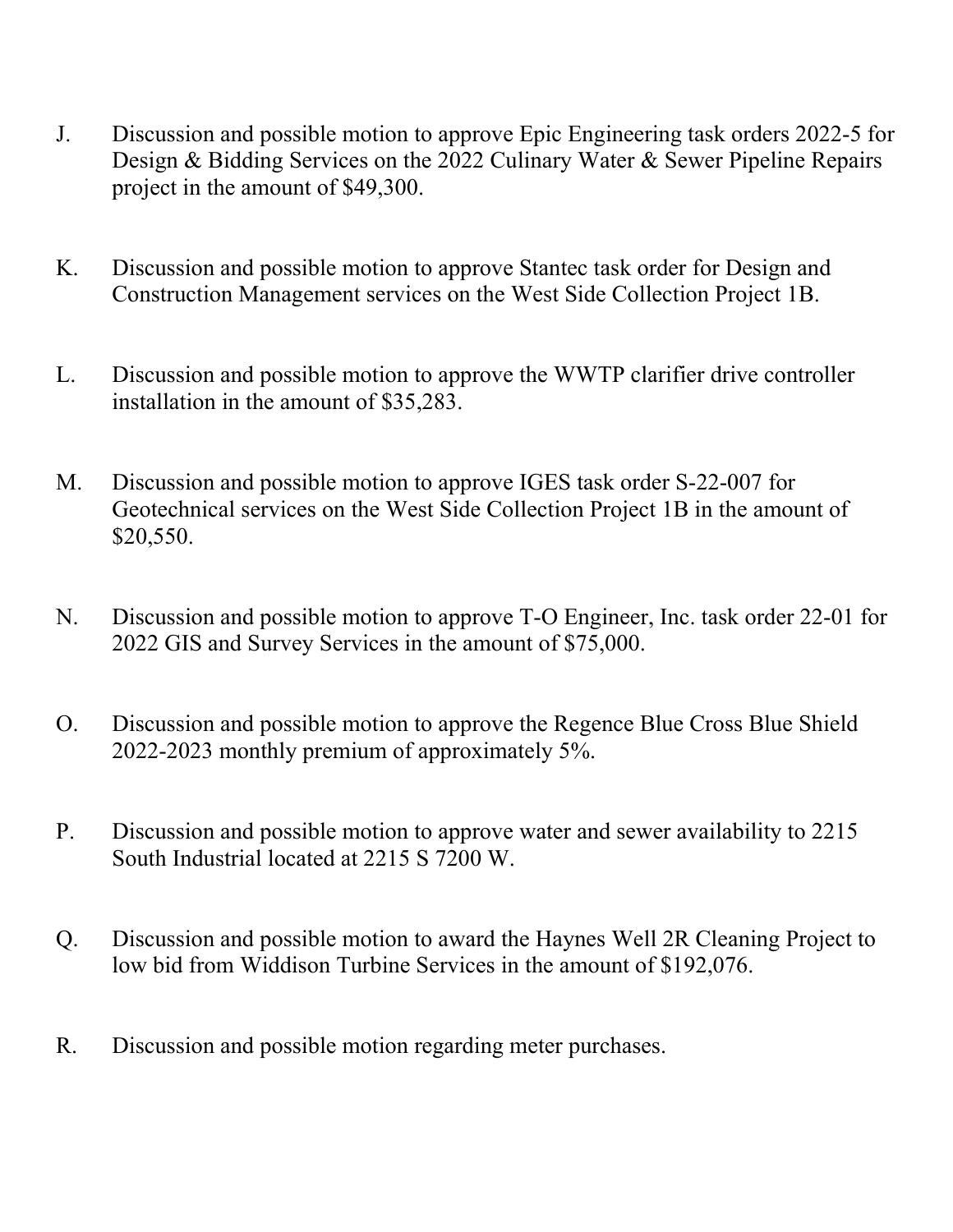J. Discussion and possible motion to approve Epic Engineering task orders 2022-5 for Design & Bidding Services on the 2022 Culinary Water & Sewer Pipeline Repairs project in the amount of $49,300.

K. Discussion and possible motion to approve Stantec task order for Design and Construction Management services on the West Side Collection Project 1B.

L. Discussion and possible motion to approve the WWTP clarifier drive controller installation in the amount of $35,283.

M. Discussion and possible motion to approve IGES task order S-22-007 for Geotechnical services on the West Side Collection Project 1B in the amount of $20,550.

N. Discussion and possible motion to approve T-O Engineer, Inc. task order 22-01 for 2022 GIS and Survey Services in the amount of $75,000.

O. Discussion and possible motion to approve the Regence Blue Cross Blue Shield 2022-2023 monthly premium of approximately 5%.

P. Discussion and possible motion to approve water and sewer availability to 2215 South Industrial located at 2215 S 7200 W.

Q. Discussion and possible motion to award the Haynes Well 2R Cleaning Project to low bid from Widdison Turbine Services in the amount of $192,076.

R. Discussion and possible motion regarding meter purchases.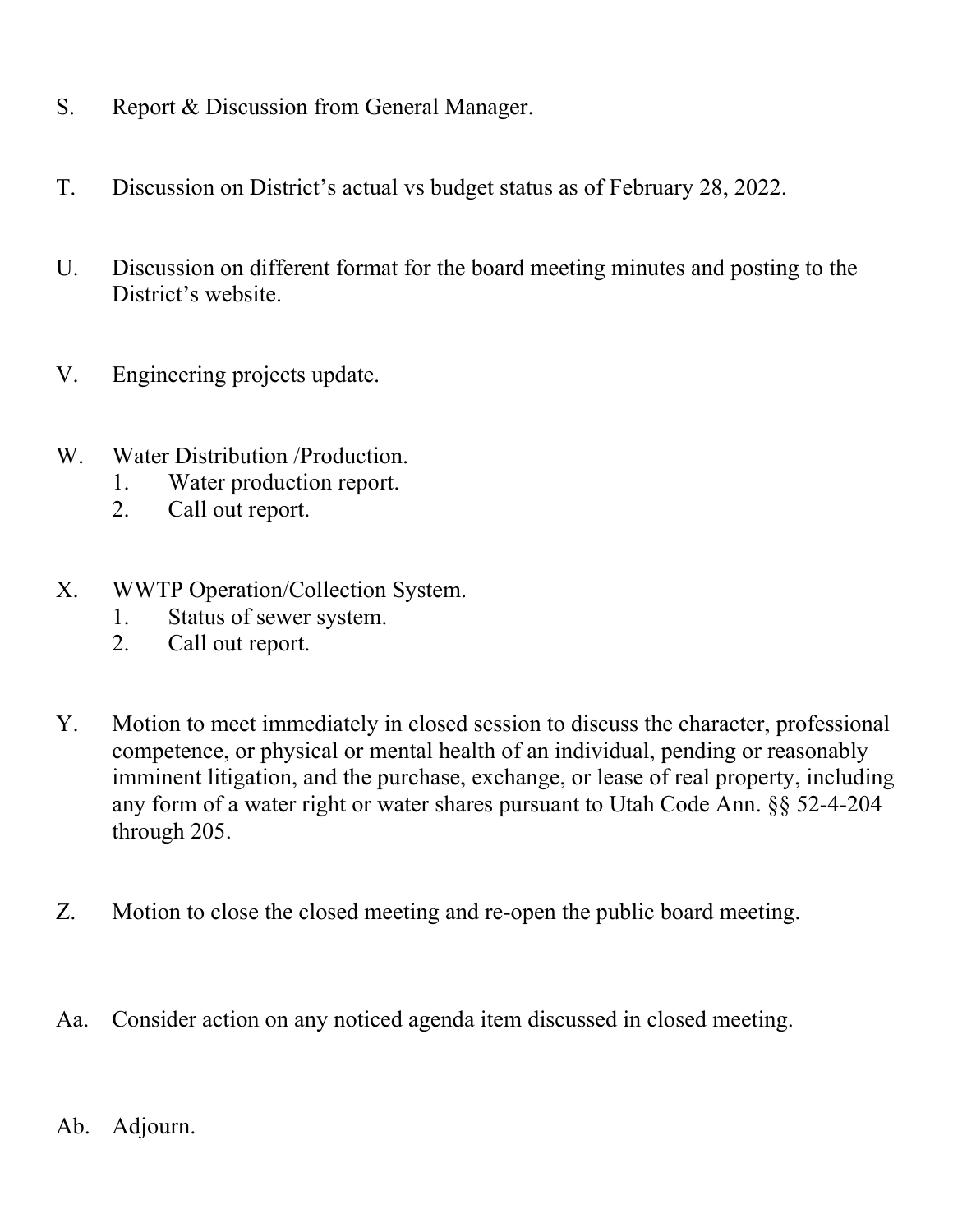S. Report & Discussion from General Manager.

T. Discussion on District's actual vs budget status as of February 28, 2022.

U. Discussion on different format for the board meeting minutes and posting to the District's website.

V. Engineering projects update.

W. Water Distribution /Production.
   1. Water production report.
   2. Call out report.

X. WWTP Operation/Collection System.
   1. Status of sewer system.
   2. Call out report.

Y. Motion to meet immediately in closed session to discuss the character, professional competence, or physical or mental health of an individual, pending or reasonably imminent litigation, and the purchase, exchange, or lease of real property, including any form of a water right or water shares pursuant to Utah Code Ann. §§ 52-4-204 through 205.

Z. Motion to close the closed meeting and re-open the public board meeting.

Aa. Consider action on any noticed agenda item discussed in closed meeting.

Ab. Adjourn.